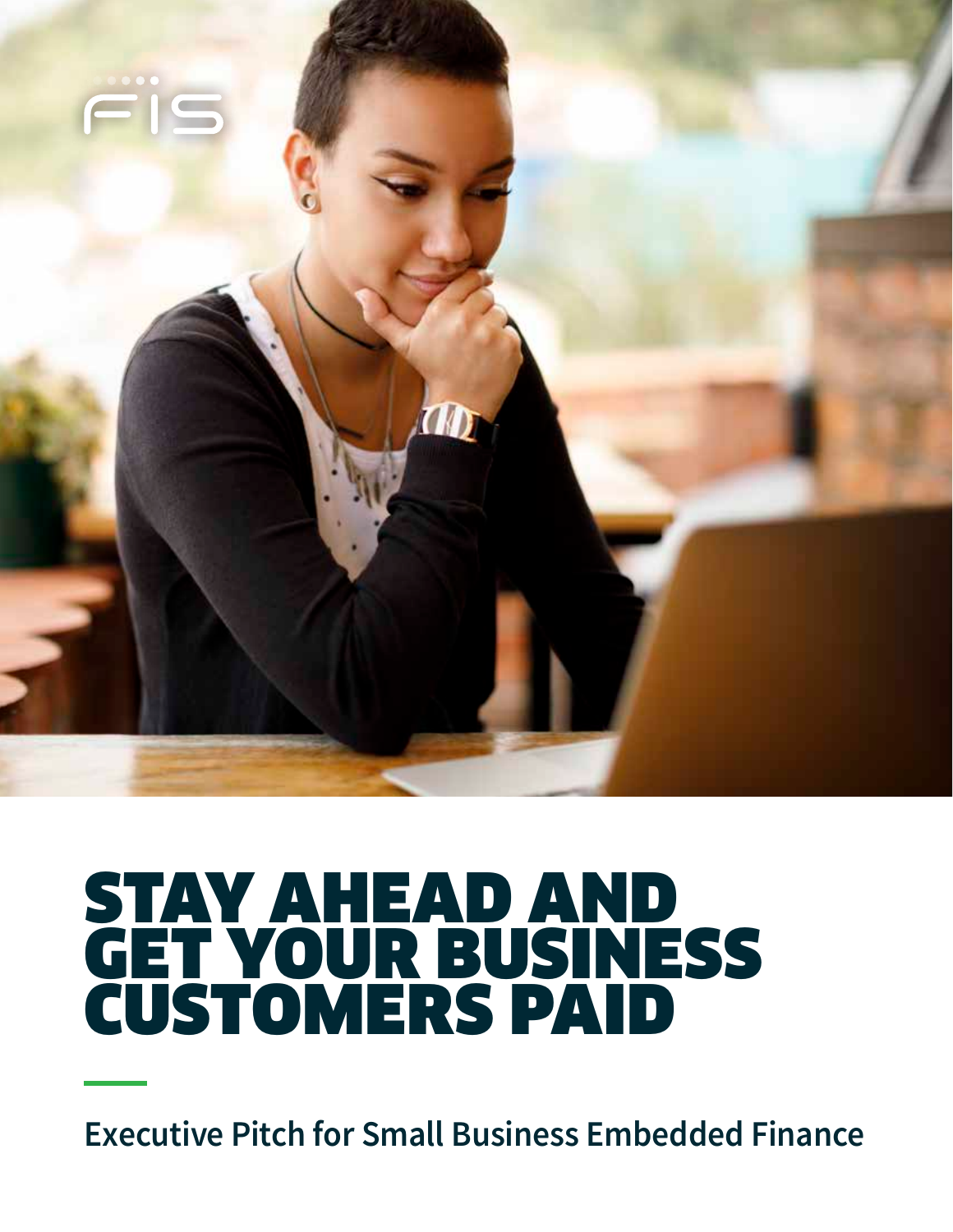FIS

# STAY AHEAD AND GET YOUR BUSINESS CUSTOMERS PAID

**Executive Pitch for Small Business Embedded Finance**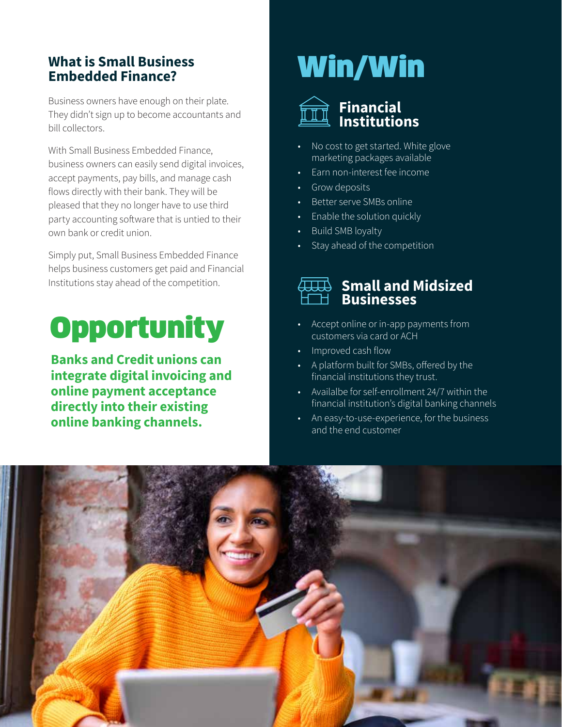## What is Small Business Embedded Finance?

Business owners have enough on their plate. They didn't sign up to become accountants and bill collectors.

With Small Business Embedded Finance, business owners can easily send digital invoices, accept payments, pay bills, and manage cash flows directly with their bank. They will be pleased that they no longer have to use third party accounting software that is untied to their own bank or credit union.

Simply put, Small Business Embedded Finance helps business customers get paid and Financial Institutions stay ahead of the competition.

# Opportunity

**Banks and Credit unions can integrate digital invoicing and online payment acceptance directly into their existing online banking channels.**

# Win/Win

## Financial Institutions

- No cost to get started. White glove marketing packages available
- Earn non-interest fee income
- Grow deposits
- Better serve SMBs online
- Enable the solution quickly
- Build SMB loyalty
- Stay ahead of the competition

## Small and Midsized Businesses

- Accept online or in-app payments from customers via card or ACH
- Improved cash flow
- A platform built for SMBs, offered by the financial institutions they trust.
- Availalbe for self-enrollment 24/7 within the financial institution's digital banking channels
- An easy-to-use-experience, for the business and the end customer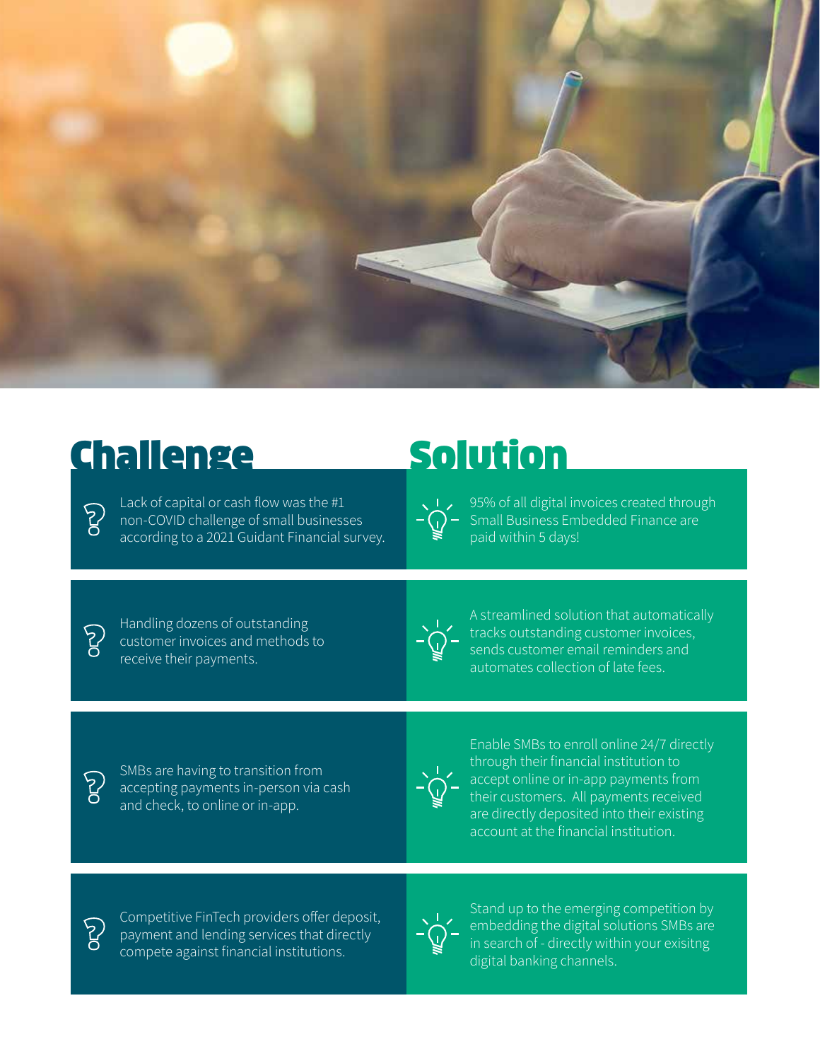| Challenge | Solution |
| --- | --- |
| Lack of capital or cash flow was the #1 non-COVID challenge of small businesses according to a 2021 Guidant Financial survey. | 95% of all digital invoices created through Small Business Embedded Finance are paid within 5 days! |
| Handling dozens of outstanding customer invoices and methods to receive their payments. | A streamlined solution that automatically tracks outstanding customer invoices, sends customer email reminders and automates collection of late fees. |
| SMBs are having to transition from accepting payments in-person via cash and check, to online or in-app. | Enable SMBs to enroll online 24/7 directly through their financial institution to accept online or in-app payments from their customers. All payments received are directly deposited into their existing account at the financial institution. |
| Competitive FinTech providers offer deposit, payment and lending services that directly compete against financial institutions. | Stand up to the emerging competition by embedding the digital solutions SMBs are in search of - directly within your exisitng digital banking channels. |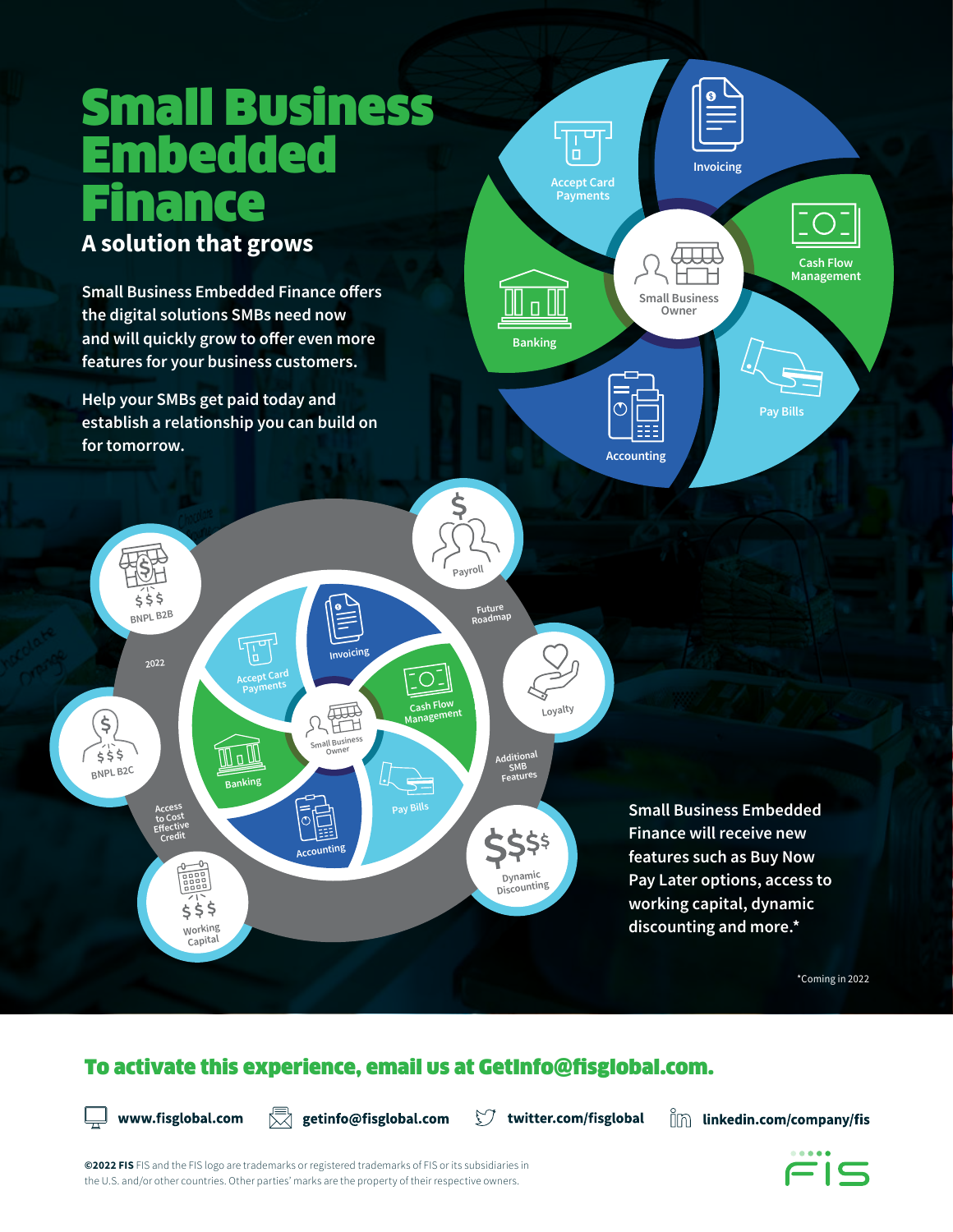# Small Business Embedded Finance

## A solution that grows

Small Business Embedded Finance offers the digital solutions SMBs need now and will quickly grow to offer even more features for your business customers.

Help your SMBs get paid today and establish a relationship you can build on for tomorrow.

Accept Card Payments
Invoicing
Cash Flow Management
Small Business Owner
Banking
Pay Bills
Accounting

Payroll
Future Roadmap
BNPL B2B
2022
Loyalty
Accept Card Payments
Invoicing
Cash Flow Management
Small Business Owner
Banking
BNPL B2C
Additional SMB Features
Pay Bills
Accounting
Access to Cost Effective Credit
Dynamic Discounting
Working Capital

Small Business Embedded Finance will receive new features such as Buy Now Pay Later options, access to working capital, dynamic discounting and more.*

*Coming in 2022

**To activate this experience, email us at GetInfo@fisglobal.com.**

www.fisglobal.com getinfo@fisglobal.com twitter.com/fisglobal linkedin.com/company/fis

**©2022 FIS** FIS and the FIS logo are trademarks or registered trademarks of FIS or its subsidiaries in the U.S. and/or other countries. Other parties' marks are the property of their respective owners.

FIS